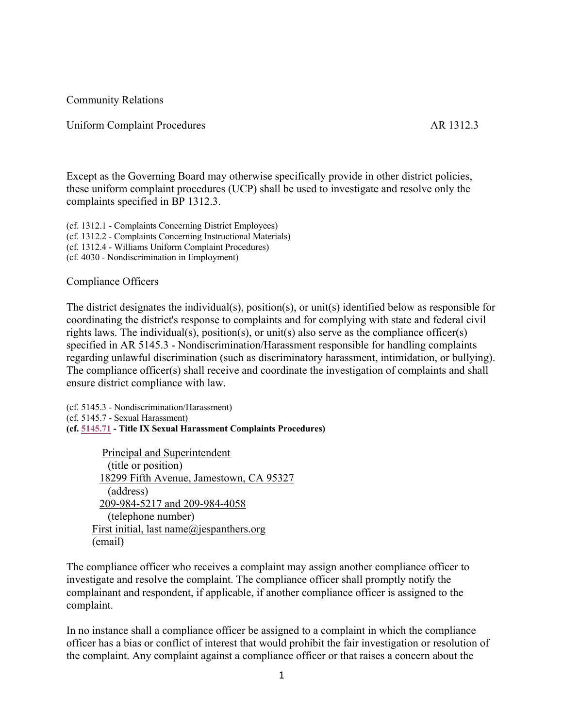Community Relations

## Uniform Complaint Procedures — AR 1312.3

Except as the Governing Board may otherwise specifically provide in other district policies, these uniform complaint procedures (UCP) shall be used to investigate and resolve only the complaints specified in BP 1312.3.

(cf. 1312.1 - Complaints Concerning District Employees)
(cf. 1312.2 - Complaints Concerning Instructional Materials)
(cf. 1312.4 - Williams Uniform Complaint Procedures)
(cf. 4030 - Nondiscrimination in Employment)

### Compliance Officers

The district designates the individual(s), position(s), or unit(s) identified below as responsible for coordinating the district's response to complaints and for complying with state and federal civil rights laws. The individual(s), position(s), or unit(s) also serve as the compliance officer(s) specified in AR 5145.3 - Nondiscrimination/Harassment responsible for handling complaints regarding unlawful discrimination (such as discriminatory harassment, intimidation, or bullying). The compliance officer(s) shall receive and coordinate the investigation of complaints and shall ensure district compliance with law.

(cf. 5145.3 - Nondiscrimination/Harassment)
(cf. 5145.7 - Sexual Harassment)
**(cf. 5145.71 - Title IX Sexual Harassment Complaints Procedures)**

Principal and Superintendent
(title or position)
18299 Fifth Avenue, Jamestown, CA 95327
(address)
209-984-5217 and 209-984-4058
(telephone number)
First initial, last name@jespanthers.org
(email)

The compliance officer who receives a complaint may assign another compliance officer to investigate and resolve the complaint. The compliance officer shall promptly notify the complainant and respondent, if applicable, if another compliance officer is assigned to the complaint.

In no instance shall a compliance officer be assigned to a complaint in which the compliance officer has a bias or conflict of interest that would prohibit the fair investigation or resolution of the complaint. Any complaint against a compliance officer or that raises a concern about the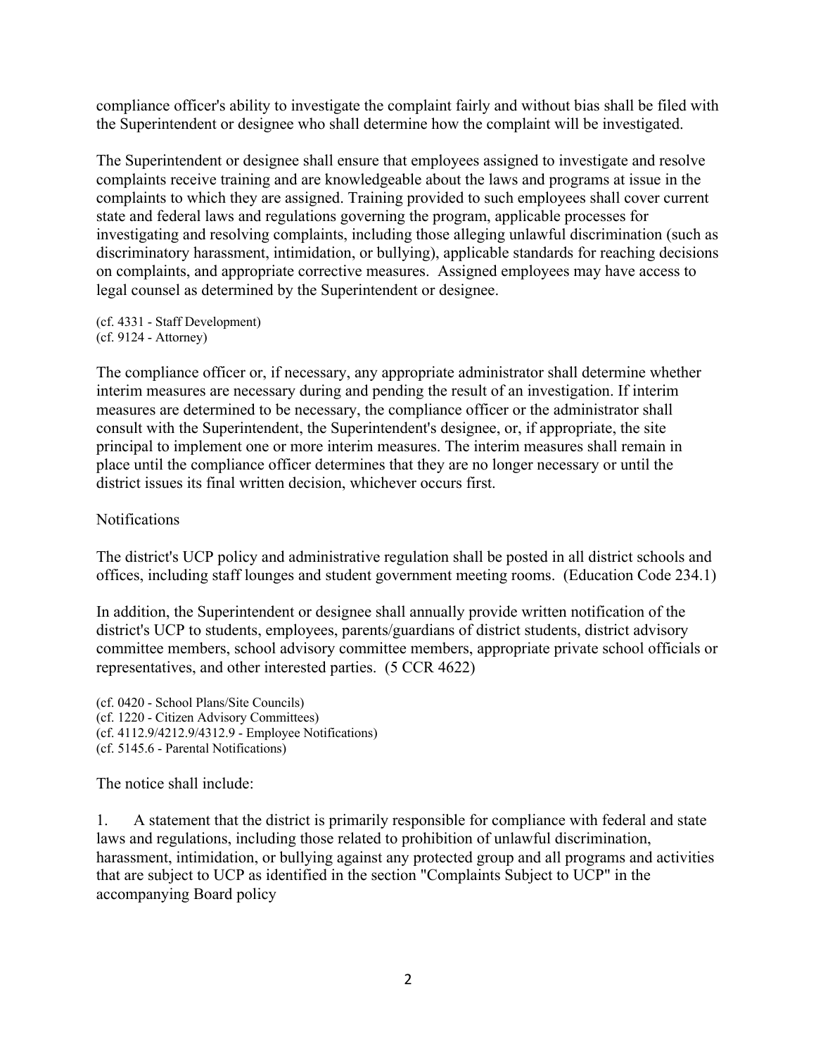compliance officer's ability to investigate the complaint fairly and without bias shall be filed with the Superintendent or designee who shall determine how the complaint will be investigated.

The Superintendent or designee shall ensure that employees assigned to investigate and resolve complaints receive training and are knowledgeable about the laws and programs at issue in the complaints to which they are assigned. Training provided to such employees shall cover current state and federal laws and regulations governing the program, applicable processes for investigating and resolving complaints, including those alleging unlawful discrimination (such as discriminatory harassment, intimidation, or bullying), applicable standards for reaching decisions on complaints, and appropriate corrective measures. Assigned employees may have access to legal counsel as determined by the Superintendent or designee.

(cf. 4331 - Staff Development)
(cf. 9124 - Attorney)

The compliance officer or, if necessary, any appropriate administrator shall determine whether interim measures are necessary during and pending the result of an investigation. If interim measures are determined to be necessary, the compliance officer or the administrator shall consult with the Superintendent, the Superintendent's designee, or, if appropriate, the site principal to implement one or more interim measures. The interim measures shall remain in place until the compliance officer determines that they are no longer necessary or until the district issues its final written decision, whichever occurs first.

Notifications

The district's UCP policy and administrative regulation shall be posted in all district schools and offices, including staff lounges and student government meeting rooms. (Education Code 234.1)

In addition, the Superintendent or designee shall annually provide written notification of the district's UCP to students, employees, parents/guardians of district students, district advisory committee members, school advisory committee members, appropriate private school officials or representatives, and other interested parties. (5 CCR 4622)

(cf. 0420 - School Plans/Site Councils)
(cf. 1220 - Citizen Advisory Committees)
(cf. 4112.9/4212.9/4312.9 - Employee Notifications)
(cf. 5145.6 - Parental Notifications)

The notice shall include:

1. A statement that the district is primarily responsible for compliance with federal and state laws and regulations, including those related to prohibition of unlawful discrimination, harassment, intimidation, or bullying against any protected group and all programs and activities that are subject to UCP as identified in the section "Complaints Subject to UCP" in the accompanying Board policy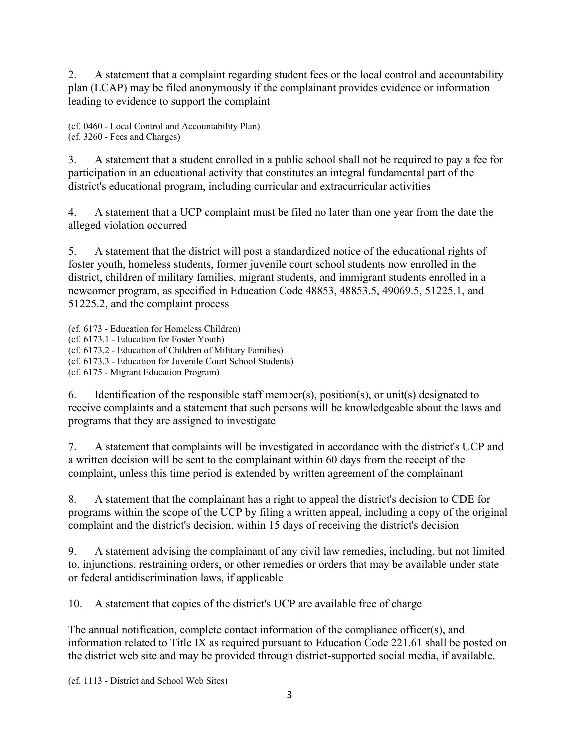2. A statement that a complaint regarding student fees or the local control and accountability plan (LCAP) may be filed anonymously if the complainant provides evidence or information leading to evidence to support the complaint

(cf. 0460 - Local Control and Accountability Plan)
(cf. 3260 - Fees and Charges)

3. A statement that a student enrolled in a public school shall not be required to pay a fee for participation in an educational activity that constitutes an integral fundamental part of the district's educational program, including curricular and extracurricular activities

4. A statement that a UCP complaint must be filed no later than one year from the date the alleged violation occurred

5. A statement that the district will post a standardized notice of the educational rights of foster youth, homeless students, former juvenile court school students now enrolled in the district, children of military families, migrant students, and immigrant students enrolled in a newcomer program, as specified in Education Code 48853, 48853.5, 49069.5, 51225.1, and 51225.2, and the complaint process

(cf. 6173 - Education for Homeless Children)
(cf. 6173.1 - Education for Foster Youth)
(cf. 6173.2 - Education of Children of Military Families)
(cf. 6173.3 - Education for Juvenile Court School Students)
(cf. 6175 - Migrant Education Program)

6. Identification of the responsible staff member(s), position(s), or unit(s) designated to receive complaints and a statement that such persons will be knowledgeable about the laws and programs that they are assigned to investigate

7. A statement that complaints will be investigated in accordance with the district's UCP and a written decision will be sent to the complainant within 60 days from the receipt of the complaint, unless this time period is extended by written agreement of the complainant

8. A statement that the complainant has a right to appeal the district's decision to CDE for programs within the scope of the UCP by filing a written appeal, including a copy of the original complaint and the district's decision, within 15 days of receiving the district's decision

9. A statement advising the complainant of any civil law remedies, including, but not limited to, injunctions, restraining orders, or other remedies or orders that may be available under state or federal antidiscrimination laws, if applicable

10. A statement that copies of the district's UCP are available free of charge

The annual notification, complete contact information of the compliance officer(s), and information related to Title IX as required pursuant to Education Code 221.61 shall be posted on the district web site and may be provided through district-supported social media, if available.

(cf. 1113 - District and School Web Sites)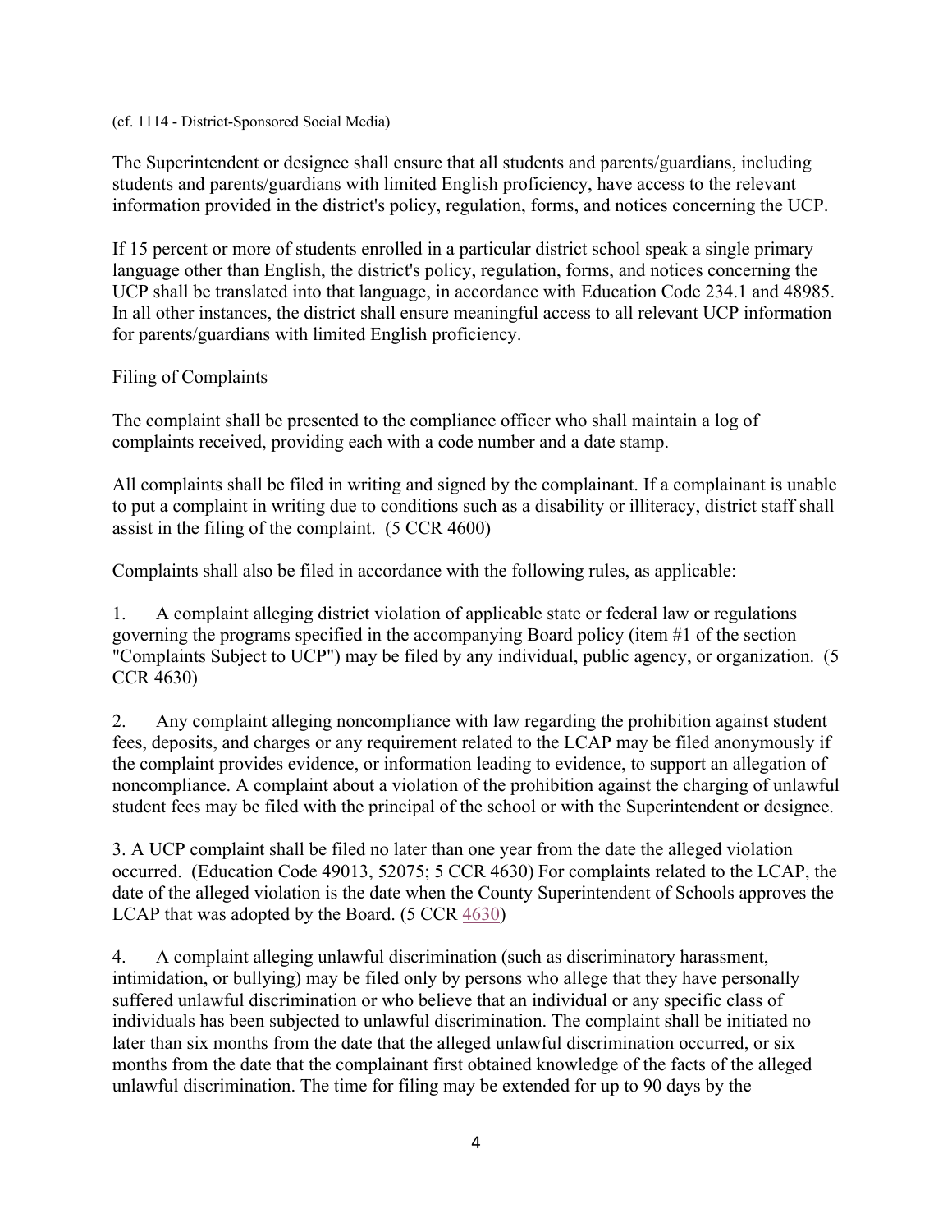(cf. 1114 - District-Sponsored Social Media)

The Superintendent or designee shall ensure that all students and parents/guardians, including students and parents/guardians with limited English proficiency, have access to the relevant information provided in the district's policy, regulation, forms, and notices concerning the UCP.

If 15 percent or more of students enrolled in a particular district school speak a single primary language other than English, the district's policy, regulation, forms, and notices concerning the UCP shall be translated into that language, in accordance with Education Code 234.1 and 48985. In all other instances, the district shall ensure meaningful access to all relevant UCP information for parents/guardians with limited English proficiency.

Filing of Complaints

The complaint shall be presented to the compliance officer who shall maintain a log of complaints received, providing each with a code number and a date stamp.

All complaints shall be filed in writing and signed by the complainant. If a complainant is unable to put a complaint in writing due to conditions such as a disability or illiteracy, district staff shall assist in the filing of the complaint. (5 CCR 4600)

Complaints shall also be filed in accordance with the following rules, as applicable:

1. A complaint alleging district violation of applicable state or federal law or regulations governing the programs specified in the accompanying Board policy (item #1 of the section "Complaints Subject to UCP") may be filed by any individual, public agency, or organization. (5 CCR 4630)

2. Any complaint alleging noncompliance with law regarding the prohibition against student fees, deposits, and charges or any requirement related to the LCAP may be filed anonymously if the complaint provides evidence, or information leading to evidence, to support an allegation of noncompliance. A complaint about a violation of the prohibition against the charging of unlawful student fees may be filed with the principal of the school or with the Superintendent or designee.

3. A UCP complaint shall be filed no later than one year from the date the alleged violation occurred. (Education Code 49013, 52075; 5 CCR 4630) For complaints related to the LCAP, the date of the alleged violation is the date when the County Superintendent of Schools approves the LCAP that was adopted by the Board. (5 CCR 4630)

4. A complaint alleging unlawful discrimination (such as discriminatory harassment, intimidation, or bullying) may be filed only by persons who allege that they have personally suffered unlawful discrimination or who believe that an individual or any specific class of individuals has been subjected to unlawful discrimination. The complaint shall be initiated no later than six months from the date that the alleged unlawful discrimination occurred, or six months from the date that the complainant first obtained knowledge of the facts of the alleged unlawful discrimination. The time for filing may be extended for up to 90 days by the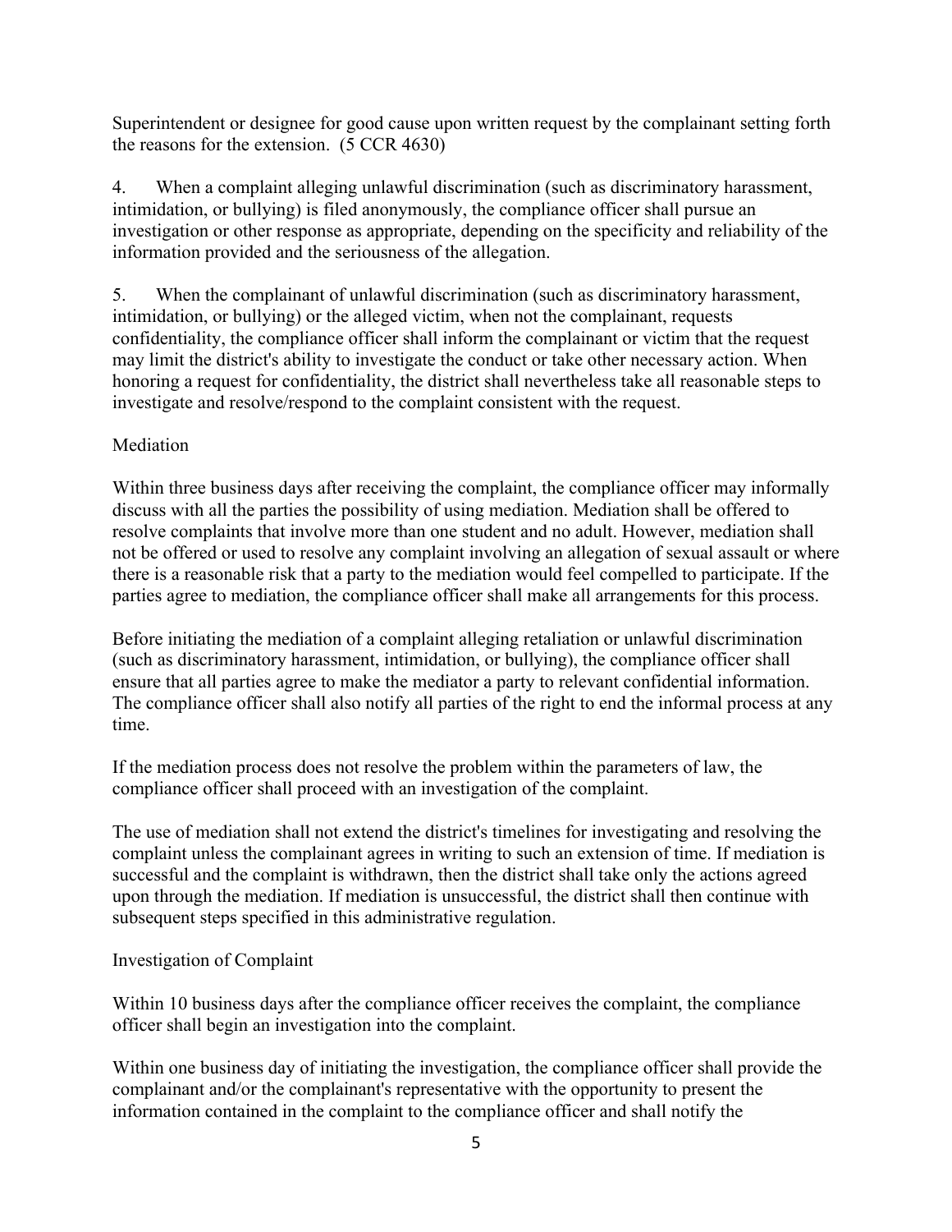Superintendent or designee for good cause upon written request by the complainant setting forth the reasons for the extension. (5 CCR 4630)

4. When a complaint alleging unlawful discrimination (such as discriminatory harassment, intimidation, or bullying) is filed anonymously, the compliance officer shall pursue an investigation or other response as appropriate, depending on the specificity and reliability of the information provided and the seriousness of the allegation.

5. When the complainant of unlawful discrimination (such as discriminatory harassment, intimidation, or bullying) or the alleged victim, when not the complainant, requests confidentiality, the compliance officer shall inform the complainant or victim that the request may limit the district's ability to investigate the conduct or take other necessary action. When honoring a request for confidentiality, the district shall nevertheless take all reasonable steps to investigate and resolve/respond to the complaint consistent with the request.

## Mediation

Within three business days after receiving the complaint, the compliance officer may informally discuss with all the parties the possibility of using mediation. Mediation shall be offered to resolve complaints that involve more than one student and no adult. However, mediation shall not be offered or used to resolve any complaint involving an allegation of sexual assault or where there is a reasonable risk that a party to the mediation would feel compelled to participate. If the parties agree to mediation, the compliance officer shall make all arrangements for this process.

Before initiating the mediation of a complaint alleging retaliation or unlawful discrimination (such as discriminatory harassment, intimidation, or bullying), the compliance officer shall ensure that all parties agree to make the mediator a party to relevant confidential information. The compliance officer shall also notify all parties of the right to end the informal process at any time.

If the mediation process does not resolve the problem within the parameters of law, the compliance officer shall proceed with an investigation of the complaint.

The use of mediation shall not extend the district's timelines for investigating and resolving the complaint unless the complainant agrees in writing to such an extension of time. If mediation is successful and the complaint is withdrawn, then the district shall take only the actions agreed upon through the mediation. If mediation is unsuccessful, the district shall then continue with subsequent steps specified in this administrative regulation.

## Investigation of Complaint

Within 10 business days after the compliance officer receives the complaint, the compliance officer shall begin an investigation into the complaint.

Within one business day of initiating the investigation, the compliance officer shall provide the complainant and/or the complainant's representative with the opportunity to present the information contained in the complaint to the compliance officer and shall notify the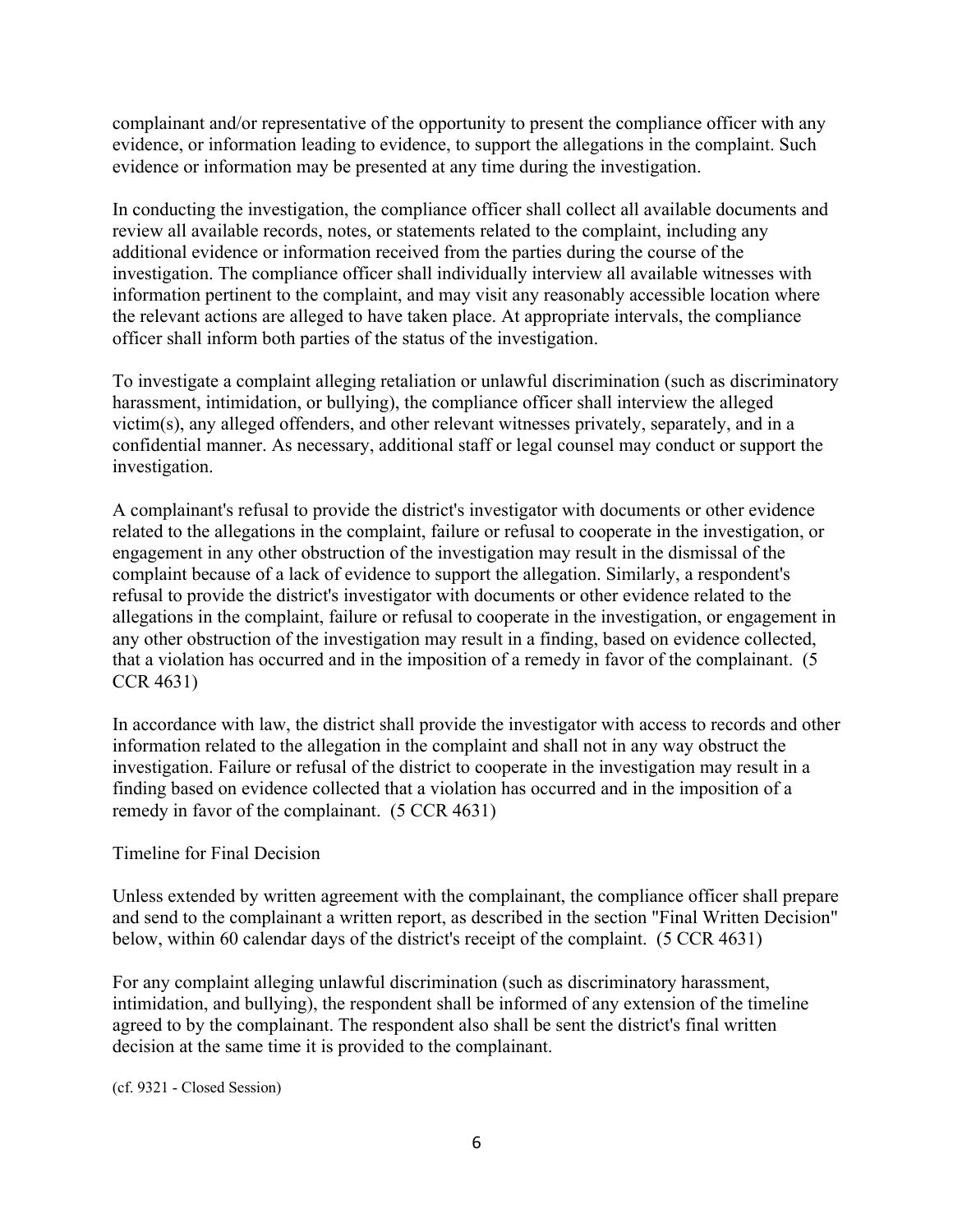complainant and/or representative of the opportunity to present the compliance officer with any evidence, or information leading to evidence, to support the allegations in the complaint. Such evidence or information may be presented at any time during the investigation.

In conducting the investigation, the compliance officer shall collect all available documents and review all available records, notes, or statements related to the complaint, including any additional evidence or information received from the parties during the course of the investigation. The compliance officer shall individually interview all available witnesses with information pertinent to the complaint, and may visit any reasonably accessible location where the relevant actions are alleged to have taken place. At appropriate intervals, the compliance officer shall inform both parties of the status of the investigation.

To investigate a complaint alleging retaliation or unlawful discrimination (such as discriminatory harassment, intimidation, or bullying), the compliance officer shall interview the alleged victim(s), any alleged offenders, and other relevant witnesses privately, separately, and in a confidential manner. As necessary, additional staff or legal counsel may conduct or support the investigation.

A complainant's refusal to provide the district's investigator with documents or other evidence related to the allegations in the complaint, failure or refusal to cooperate in the investigation, or engagement in any other obstruction of the investigation may result in the dismissal of the complaint because of a lack of evidence to support the allegation. Similarly, a respondent's refusal to provide the district's investigator with documents or other evidence related to the allegations in the complaint, failure or refusal to cooperate in the investigation, or engagement in any other obstruction of the investigation may result in a finding, based on evidence collected, that a violation has occurred and in the imposition of a remedy in favor of the complainant. (5 CCR 4631)

In accordance with law, the district shall provide the investigator with access to records and other information related to the allegation in the complaint and shall not in any way obstruct the investigation. Failure or refusal of the district to cooperate in the investigation may result in a finding based on evidence collected that a violation has occurred and in the imposition of a remedy in favor of the complainant. (5 CCR 4631)

Timeline for Final Decision

Unless extended by written agreement with the complainant, the compliance officer shall prepare and send to the complainant a written report, as described in the section "Final Written Decision" below, within 60 calendar days of the district's receipt of the complaint. (5 CCR 4631)

For any complaint alleging unlawful discrimination (such as discriminatory harassment, intimidation, and bullying), the respondent shall be informed of any extension of the timeline agreed to by the complainant. The respondent also shall be sent the district's final written decision at the same time it is provided to the complainant.

(cf. 9321 - Closed Session)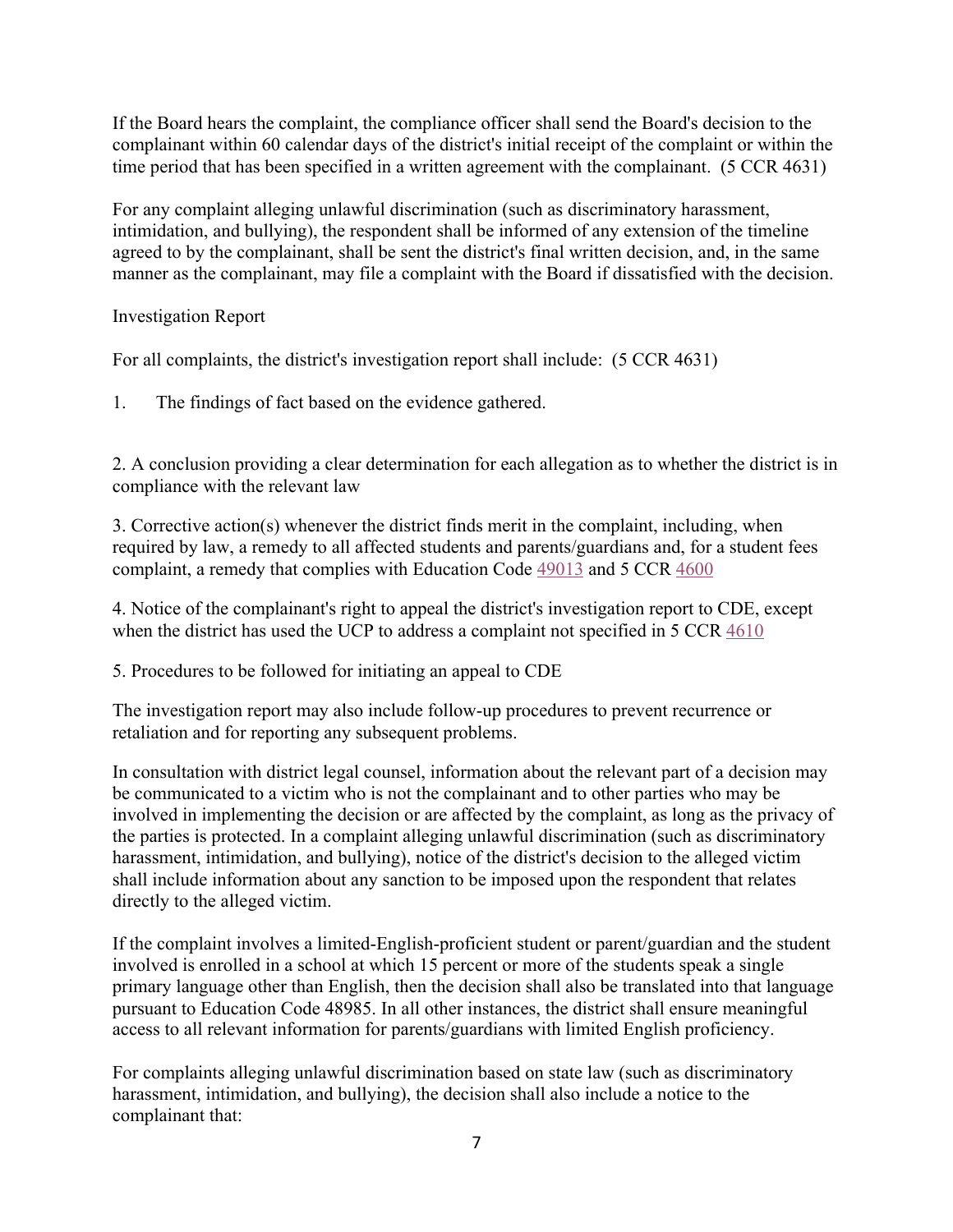If the Board hears the complaint, the compliance officer shall send the Board's decision to the complainant within 60 calendar days of the district's initial receipt of the complaint or within the time period that has been specified in a written agreement with the complainant. (5 CCR 4631)

For any complaint alleging unlawful discrimination (such as discriminatory harassment, intimidation, and bullying), the respondent shall be informed of any extension of the timeline agreed to by the complainant, shall be sent the district's final written decision, and, in the same manner as the complainant, may file a complaint with the Board if dissatisfied with the decision.

Investigation Report

For all complaints, the district's investigation report shall include: (5 CCR 4631)

1. The findings of fact based on the evidence gathered.

2. A conclusion providing a clear determination for each allegation as to whether the district is in compliance with the relevant law

3. Corrective action(s) whenever the district finds merit in the complaint, including, when required by law, a remedy to all affected students and parents/guardians and, for a student fees complaint, a remedy that complies with Education Code 49013 and 5 CCR 4600

4. Notice of the complainant's right to appeal the district's investigation report to CDE, except when the district has used the UCP to address a complaint not specified in 5 CCR 4610

5. Procedures to be followed for initiating an appeal to CDE

The investigation report may also include follow-up procedures to prevent recurrence or retaliation and for reporting any subsequent problems.

In consultation with district legal counsel, information about the relevant part of a decision may be communicated to a victim who is not the complainant and to other parties who may be involved in implementing the decision or are affected by the complaint, as long as the privacy of the parties is protected. In a complaint alleging unlawful discrimination (such as discriminatory harassment, intimidation, and bullying), notice of the district's decision to the alleged victim shall include information about any sanction to be imposed upon the respondent that relates directly to the alleged victim.

If the complaint involves a limited-English-proficient student or parent/guardian and the student involved is enrolled in a school at which 15 percent or more of the students speak a single primary language other than English, then the decision shall also be translated into that language pursuant to Education Code 48985. In all other instances, the district shall ensure meaningful access to all relevant information for parents/guardians with limited English proficiency.

For complaints alleging unlawful discrimination based on state law (such as discriminatory harassment, intimidation, and bullying), the decision shall also include a notice to the complainant that: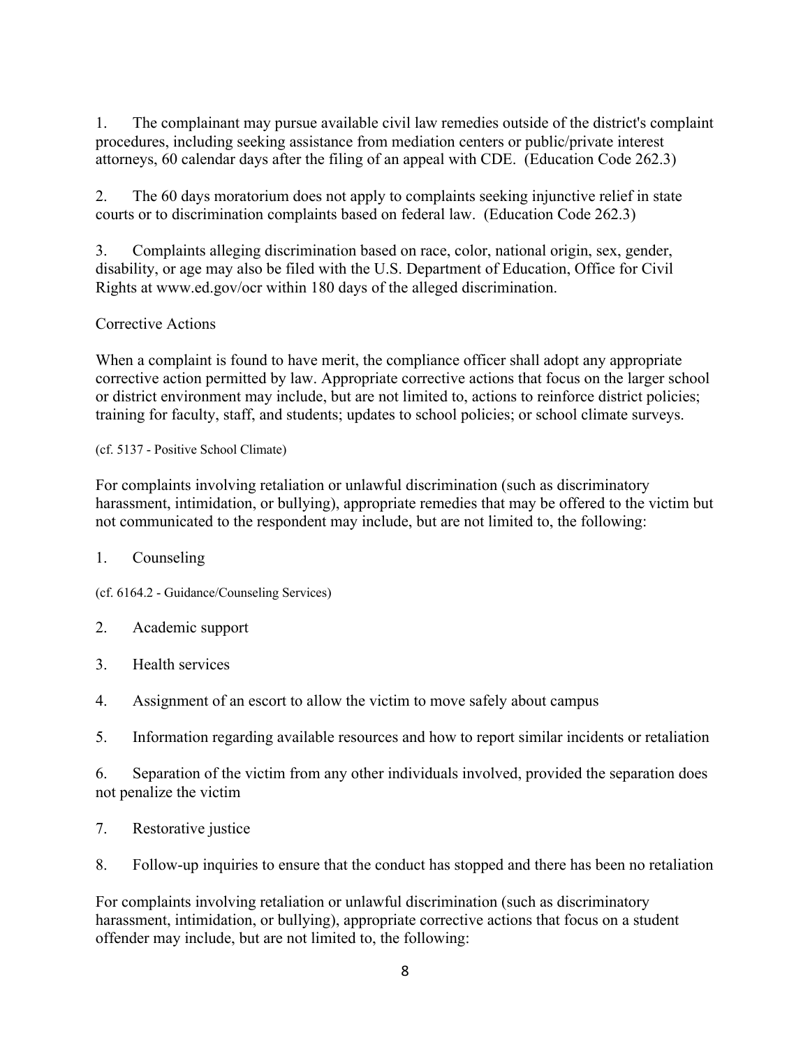1. The complainant may pursue available civil law remedies outside of the district's complaint procedures, including seeking assistance from mediation centers or public/private interest attorneys, 60 calendar days after the filing of an appeal with CDE. (Education Code 262.3)

2. The 60 days moratorium does not apply to complaints seeking injunctive relief in state courts or to discrimination complaints based on federal law. (Education Code 262.3)

3. Complaints alleging discrimination based on race, color, national origin, sex, gender, disability, or age may also be filed with the U.S. Department of Education, Office for Civil Rights at www.ed.gov/ocr within 180 days of the alleged discrimination.

Corrective Actions

When a complaint is found to have merit, the compliance officer shall adopt any appropriate corrective action permitted by law. Appropriate corrective actions that focus on the larger school or district environment may include, but are not limited to, actions to reinforce district policies; training for faculty, staff, and students; updates to school policies; or school climate surveys.

(cf. 5137 - Positive School Climate)

For complaints involving retaliation or unlawful discrimination (such as discriminatory harassment, intimidation, or bullying), appropriate remedies that may be offered to the victim but not communicated to the respondent may include, but are not limited to, the following:

1. Counseling

(cf. 6164.2 - Guidance/Counseling Services)

2. Academic support

3. Health services

4. Assignment of an escort to allow the victim to move safely about campus

5. Information regarding available resources and how to report similar incidents or retaliation

6. Separation of the victim from any other individuals involved, provided the separation does not penalize the victim

7. Restorative justice

8. Follow-up inquiries to ensure that the conduct has stopped and there has been no retaliation

For complaints involving retaliation or unlawful discrimination (such as discriminatory harassment, intimidation, or bullying), appropriate corrective actions that focus on a student offender may include, but are not limited to, the following: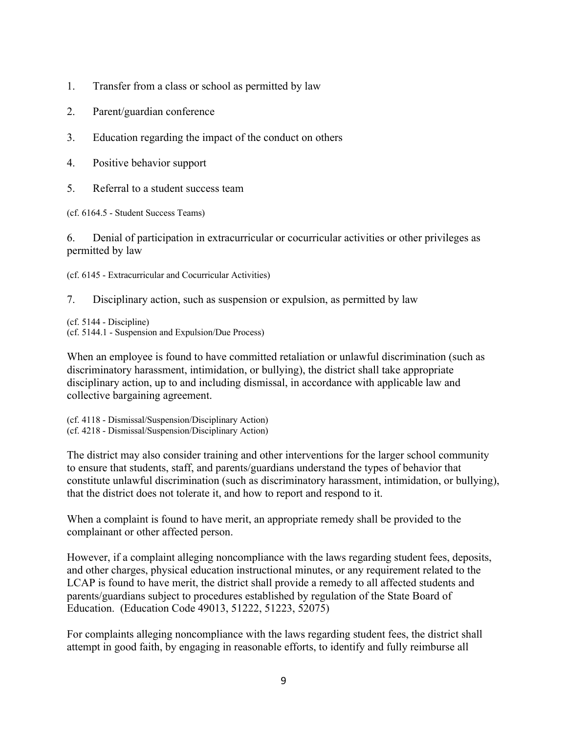1. Transfer from a class or school as permitted by law

2. Parent/guardian conference

3. Education regarding the impact of the conduct on others

4. Positive behavior support

5. Referral to a student success team

(cf. 6164.5 - Student Success Teams)

6. Denial of participation in extracurricular or cocurricular activities or other privileges as permitted by law

(cf. 6145 - Extracurricular and Cocurricular Activities)

7. Disciplinary action, such as suspension or expulsion, as permitted by law

(cf. 5144 - Discipline)
(cf. 5144.1 - Suspension and Expulsion/Due Process)

When an employee is found to have committed retaliation or unlawful discrimination (such as discriminatory harassment, intimidation, or bullying), the district shall take appropriate disciplinary action, up to and including dismissal, in accordance with applicable law and collective bargaining agreement.

(cf. 4118 - Dismissal/Suspension/Disciplinary Action)
(cf. 4218 - Dismissal/Suspension/Disciplinary Action)

The district may also consider training and other interventions for the larger school community to ensure that students, staff, and parents/guardians understand the types of behavior that constitute unlawful discrimination (such as discriminatory harassment, intimidation, or bullying), that the district does not tolerate it, and how to report and respond to it.

When a complaint is found to have merit, an appropriate remedy shall be provided to the complainant or other affected person.

However, if a complaint alleging noncompliance with the laws regarding student fees, deposits, and other charges, physical education instructional minutes, or any requirement related to the LCAP is found to have merit, the district shall provide a remedy to all affected students and parents/guardians subject to procedures established by regulation of the State Board of Education. (Education Code 49013, 51222, 51223, 52075)

For complaints alleging noncompliance with the laws regarding student fees, the district shall attempt in good faith, by engaging in reasonable efforts, to identify and fully reimburse all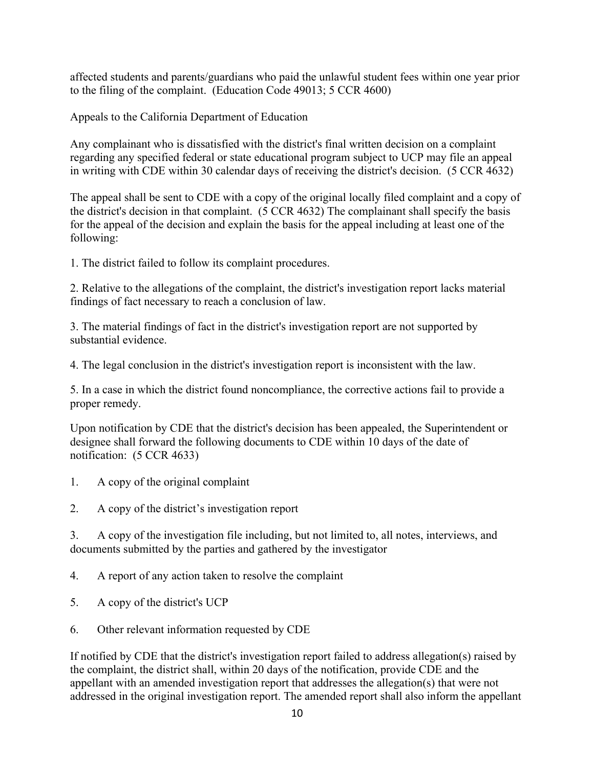affected students and parents/guardians who paid the unlawful student fees within one year prior to the filing of the complaint. (Education Code 49013; 5 CCR 4600)

Appeals to the California Department of Education

Any complainant who is dissatisfied with the district's final written decision on a complaint regarding any specified federal or state educational program subject to UCP may file an appeal in writing with CDE within 30 calendar days of receiving the district's decision. (5 CCR 4632)

The appeal shall be sent to CDE with a copy of the original locally filed complaint and a copy of the district's decision in that complaint. (5 CCR 4632) The complainant shall specify the basis for the appeal of the decision and explain the basis for the appeal including at least one of the following:

1. The district failed to follow its complaint procedures.

2. Relative to the allegations of the complaint, the district's investigation report lacks material findings of fact necessary to reach a conclusion of law.

3. The material findings of fact in the district's investigation report are not supported by substantial evidence.

4. The legal conclusion in the district's investigation report is inconsistent with the law.

5. In a case in which the district found noncompliance, the corrective actions fail to provide a proper remedy.

Upon notification by CDE that the district's decision has been appealed, the Superintendent or designee shall forward the following documents to CDE within 10 days of the date of notification: (5 CCR 4633)

1. A copy of the original complaint

2. A copy of the district's investigation report

3. A copy of the investigation file including, but not limited to, all notes, interviews, and documents submitted by the parties and gathered by the investigator

4. A report of any action taken to resolve the complaint

5. A copy of the district's UCP

6. Other relevant information requested by CDE

If notified by CDE that the district's investigation report failed to address allegation(s) raised by the complaint, the district shall, within 20 days of the notification, provide CDE and the appellant with an amended investigation report that addresses the allegation(s) that were not addressed in the original investigation report. The amended report shall also inform the appellant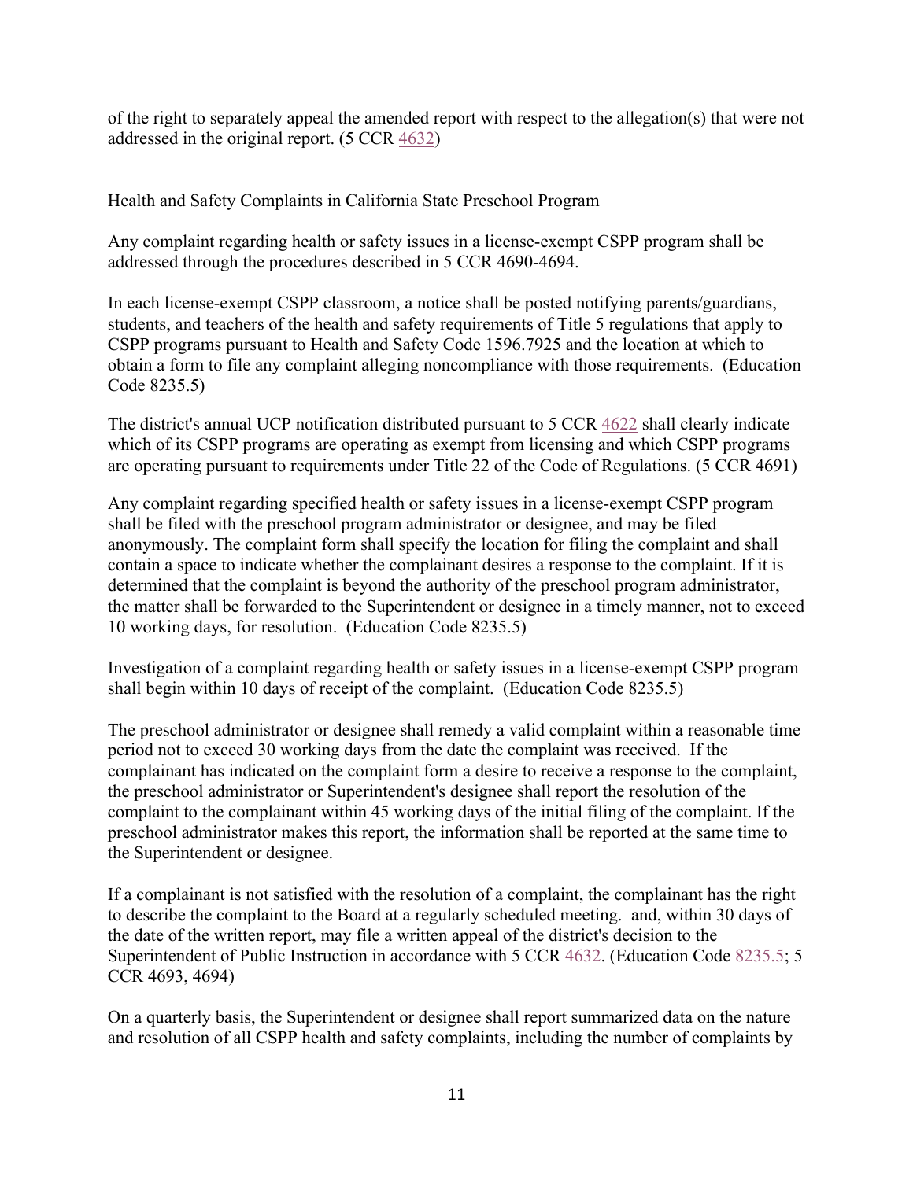of the right to separately appeal the amended report with respect to the allegation(s) that were not addressed in the original report. (5 CCR 4632)

## Health and Safety Complaints in California State Preschool Program

Any complaint regarding health or safety issues in a license-exempt CSPP program shall be addressed through the procedures described in 5 CCR 4690-4694.

In each license-exempt CSPP classroom, a notice shall be posted notifying parents/guardians, students, and teachers of the health and safety requirements of Title 5 regulations that apply to CSPP programs pursuant to Health and Safety Code 1596.7925 and the location at which to obtain a form to file any complaint alleging noncompliance with those requirements. (Education Code 8235.5)

The district's annual UCP notification distributed pursuant to 5 CCR 4622 shall clearly indicate which of its CSPP programs are operating as exempt from licensing and which CSPP programs are operating pursuant to requirements under Title 22 of the Code of Regulations. (5 CCR 4691)

Any complaint regarding specified health or safety issues in a license-exempt CSPP program shall be filed with the preschool program administrator or designee, and may be filed anonymously. The complaint form shall specify the location for filing the complaint and shall contain a space to indicate whether the complainant desires a response to the complaint. If it is determined that the complaint is beyond the authority of the preschool program administrator, the matter shall be forwarded to the Superintendent or designee in a timely manner, not to exceed 10 working days, for resolution. (Education Code 8235.5)

Investigation of a complaint regarding health or safety issues in a license-exempt CSPP program shall begin within 10 days of receipt of the complaint. (Education Code 8235.5)

The preschool administrator or designee shall remedy a valid complaint within a reasonable time period not to exceed 30 working days from the date the complaint was received. If the complainant has indicated on the complaint form a desire to receive a response to the complaint, the preschool administrator or Superintendent's designee shall report the resolution of the complaint to the complainant within 45 working days of the initial filing of the complaint. If the preschool administrator makes this report, the information shall be reported at the same time to the Superintendent or designee.

If a complainant is not satisfied with the resolution of a complaint, the complainant has the right to describe the complaint to the Board at a regularly scheduled meeting. and, within 30 days of the date of the written report, may file a written appeal of the district's decision to the Superintendent of Public Instruction in accordance with 5 CCR 4632. (Education Code 8235.5; 5 CCR 4693, 4694)

On a quarterly basis, the Superintendent or designee shall report summarized data on the nature and resolution of all CSPP health and safety complaints, including the number of complaints by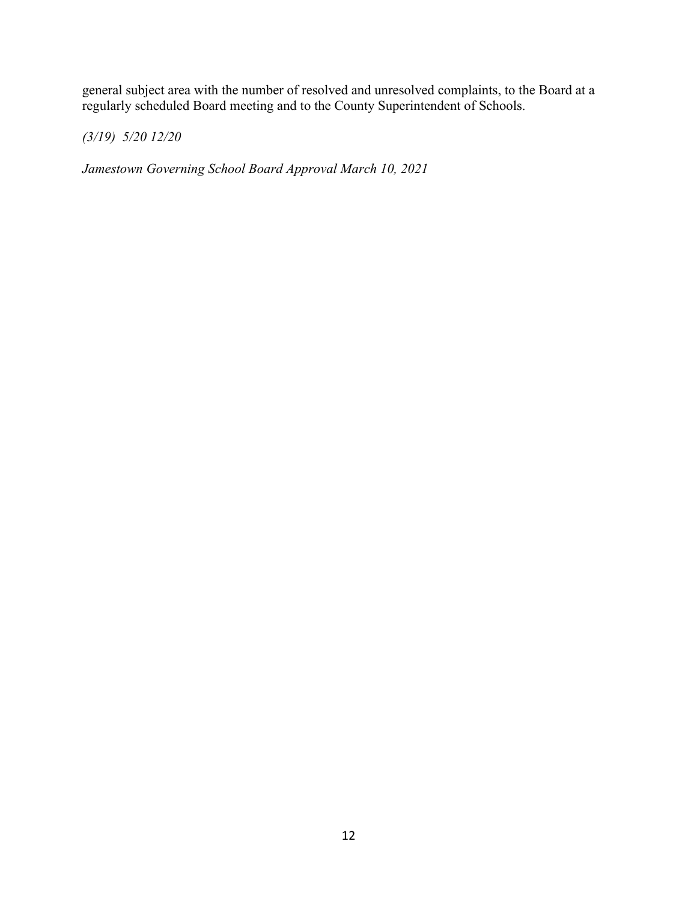general subject area with the number of resolved and unresolved complaints, to the Board at a regularly scheduled Board meeting and to the County Superintendent of Schools.

*(3/19)  5/20 12/20*

*Jamestown Governing School Board Approval March 10, 2021*